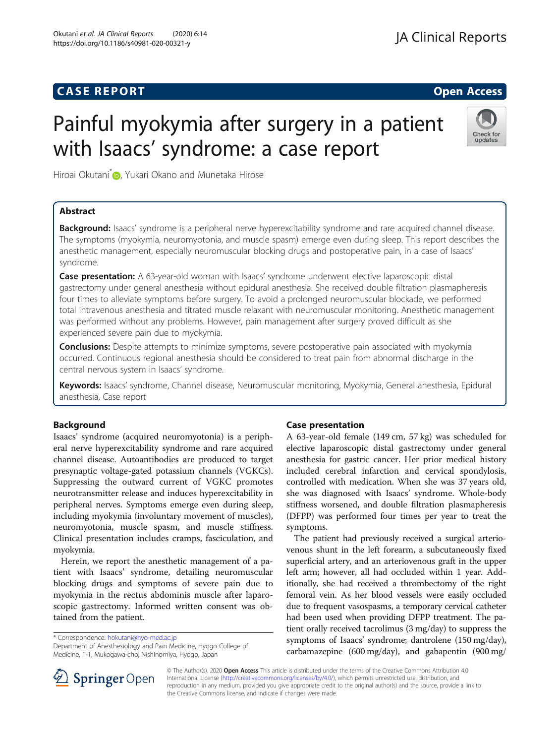CASE REPORT

Open Access

# Painful myokymia after surgery in a patient with Isaacs' syndrome: a case report

Hiroai Okutani[*], Yukari Okano and Munetaka Hirose

## Abstract

**Background:** Isaacs' syndrome is a peripheral nerve hyperexcitability syndrome and rare acquired channel disease. The symptoms (myokymia, neuromyotonia, and muscle spasm) emerge even during sleep. This report describes the anesthetic management, especially neuromuscular blocking drugs and postoperative pain, in a case of Isaacs' syndrome.

**Case presentation:** A 63-year-old woman with Isaacs' syndrome underwent elective laparoscopic distal gastrectomy under general anesthesia without epidural anesthesia. She received double filtration plasmapheresis four times to alleviate symptoms before surgery. To avoid a prolonged neuromuscular blockade, we performed total intravenous anesthesia and titrated muscle relaxant with neuromuscular monitoring. Anesthetic management was performed without any problems. However, pain management after surgery proved difficult as she experienced severe pain due to myokymia.

**Conclusions:** Despite attempts to minimize symptoms, severe postoperative pain associated with myokymia occurred. Continuous regional anesthesia should be considered to treat pain from abnormal discharge in the central nervous system in Isaacs' syndrome.

**Keywords:** Isaacs' syndrome, Channel disease, Neuromuscular monitoring, Myokymia, General anesthesia, Epidural anesthesia, Case report

## Background

Isaacs' syndrome (acquired neuromyotonia) is a peripheral nerve hyperexcitability syndrome and rare acquired channel disease. Autoantibodies are produced to target presynaptic voltage-gated potassium channels (VGKCs). Suppressing the outward current of VGKC promotes neurotransmitter release and induces hyperexcitability in peripheral nerves. Symptoms emerge even during sleep, including myokymia (involuntary movement of muscles), neuromyotonia, muscle spasm, and muscle stiffness. Clinical presentation includes cramps, fasciculation, and myokymia.

Herein, we report the anesthetic management of a patient with Isaacs' syndrome, detailing neuromuscular blocking drugs and symptoms of severe pain due to myokymia in the rectus abdominis muscle after laparoscopic gastrectomy. Informed written consent was obtained from the patient.

## Case presentation

A 63-year-old female (149 cm, 57 kg) was scheduled for elective laparoscopic distal gastrectomy under general anesthesia for gastric cancer. Her prior medical history included cerebral infarction and cervical spondylosis, controlled with medication. When she was 37 years old, she was diagnosed with Isaacs' syndrome. Whole-body stiffness worsened, and double filtration plasmapheresis (DFPP) was performed four times per year to treat the symptoms.

The patient had previously received a surgical arteriovenous shunt in the left forearm, a subcutaneously fixed superficial artery, and an arteriovenous graft in the upper left arm; however, all had occluded within 1 year. Additionally, she had received a thrombectomy of the right femoral vein. As her blood vessels were easily occluded due to frequent vasospasms, a temporary cervical catheter had been used when providing DFPP treatment. The patient orally received tacrolimus (3 mg/day) to suppress the symptoms of Isaacs' syndrome; dantrolene (150 mg/day), carbamazepine (600 mg/day), and gabapentin (900 mg/

* Correspondence: hokutani@hyo-med.ac.jp
Department of Anesthesiology and Pain Medicine, Hyogo College of Medicine, 1-1, Mukogawa-cho, Nishinomiya, Hyogo, Japan

© The Author(s). 2020 **Open Access** This article is distributed under the terms of the Creative Commons Attribution 4.0 International License (http://creativecommons.org/licenses/by/4.0/), which permits unrestricted use, distribution, and reproduction in any medium, provided you give appropriate credit to the original author(s) and the source, provide a link to the Creative Commons license, and indicate if changes were made.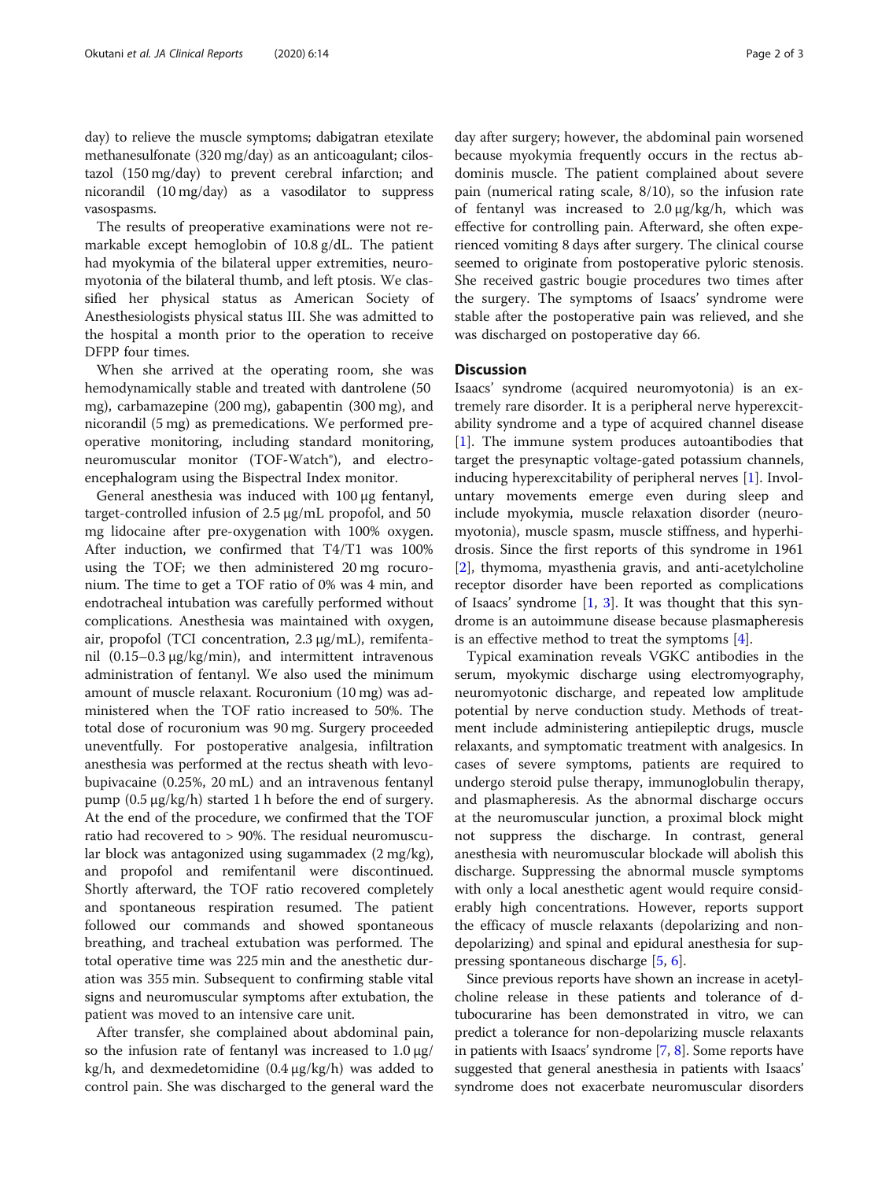day) to relieve the muscle symptoms; dabigatran etexilate methanesulfonate (320 mg/day) as an anticoagulant; cilostazol (150 mg/day) to prevent cerebral infarction; and nicorandil (10 mg/day) as a vasodilator to suppress vasospasms.

The results of preoperative examinations were not remarkable except hemoglobin of 10.8 g/dL. The patient had myokymia of the bilateral upper extremities, neuromyotonia of the bilateral thumb, and left ptosis. We classified her physical status as American Society of Anesthesiologists physical status III. She was admitted to the hospital a month prior to the operation to receive DFPP four times.

When she arrived at the operating room, she was hemodynamically stable and treated with dantrolene (50 mg), carbamazepine (200 mg), gabapentin (300 mg), and nicorandil (5 mg) as premedications. We performed preoperative monitoring, including standard monitoring, neuromuscular monitor (TOF-Watch®), and electroencephalogram using the Bispectral Index monitor.

General anesthesia was induced with 100 μg fentanyl, target-controlled infusion of 2.5 μg/mL propofol, and 50 mg lidocaine after pre-oxygenation with 100% oxygen. After induction, we confirmed that T4/T1 was 100% using the TOF; we then administered 20 mg rocuronium. The time to get a TOF ratio of 0% was 4 min, and endotracheal intubation was carefully performed without complications. Anesthesia was maintained with oxygen, air, propofol (TCI concentration, 2.3 μg/mL), remifentanil (0.15–0.3 μg/kg/min), and intermittent intravenous administration of fentanyl. We also used the minimum amount of muscle relaxant. Rocuronium (10 mg) was administered when the TOF ratio increased to 50%. The total dose of rocuronium was 90 mg. Surgery proceeded uneventfully. For postoperative analgesia, infiltration anesthesia was performed at the rectus sheath with levobupivacaine (0.25%, 20 mL) and an intravenous fentanyl pump (0.5 μg/kg/h) started 1 h before the end of surgery. At the end of the procedure, we confirmed that the TOF ratio had recovered to > 90%. The residual neuromuscular block was antagonized using sugammadex (2 mg/kg), and propofol and remifentanil were discontinued. Shortly afterward, the TOF ratio recovered completely and spontaneous respiration resumed. The patient followed our commands and showed spontaneous breathing, and tracheal extubation was performed. The total operative time was 225 min and the anesthetic duration was 355 min. Subsequent to confirming stable vital signs and neuromuscular symptoms after extubation, the patient was moved to an intensive care unit.

After transfer, she complained about abdominal pain, so the infusion rate of fentanyl was increased to 1.0 μg/kg/h, and dexmedetomidine (0.4 μg/kg/h) was added to control pain. She was discharged to the general ward the day after surgery; however, the abdominal pain worsened because myokymia frequently occurs in the rectus abdominis muscle. The patient complained about severe pain (numerical rating scale, 8/10), so the infusion rate of fentanyl was increased to 2.0 μg/kg/h, which was effective for controlling pain. Afterward, she often experienced vomiting 8 days after surgery. The clinical course seemed to originate from postoperative pyloric stenosis. She received gastric bougie procedures two times after the surgery. The symptoms of Isaacs' syndrome were stable after the postoperative pain was relieved, and she was discharged on postoperative day 66.

## Discussion

Isaacs' syndrome (acquired neuromyotonia) is an extremely rare disorder. It is a peripheral nerve hyperexcitability syndrome and a type of acquired channel disease [1]. The immune system produces autoantibodies that target the presynaptic voltage-gated potassium channels, inducing hyperexcitability of peripheral nerves [1]. Involuntary movements emerge even during sleep and include myokymia, muscle relaxation disorder (neuromyotonia), muscle spasm, muscle stiffness, and hyperhidrosis. Since the first reports of this syndrome in 1961 [2], thymoma, myasthenia gravis, and anti-acetylcholine receptor disorder have been reported as complications of Isaacs' syndrome [1, 3]. It was thought that this syndrome is an autoimmune disease because plasmapheresis is an effective method to treat the symptoms [4].

Typical examination reveals VGKC antibodies in the serum, myokymic discharge using electromyography, neuromyotonic discharge, and repeated low amplitude potential by nerve conduction study. Methods of treatment include administering antiepileptic drugs, muscle relaxants, and symptomatic treatment with analgesics. In cases of severe symptoms, patients are required to undergo steroid pulse therapy, immunoglobulin therapy, and plasmapheresis. As the abnormal discharge occurs at the neuromuscular junction, a proximal block might not suppress the discharge. In contrast, general anesthesia with neuromuscular blockade will abolish this discharge. Suppressing the abnormal muscle symptoms with only a local anesthetic agent would require considerably high concentrations. However, reports support the efficacy of muscle relaxants (depolarizing and non-depolarizing) and spinal and epidural anesthesia for suppressing spontaneous discharge [5, 6].

Since previous reports have shown an increase in acetylcholine release in these patients and tolerance of d-tubocurarine has been demonstrated in vitro, we can predict a tolerance for non-depolarizing muscle relaxants in patients with Isaacs' syndrome [7, 8]. Some reports have suggested that general anesthesia in patients with Isaacs' syndrome does not exacerbate neuromuscular disorders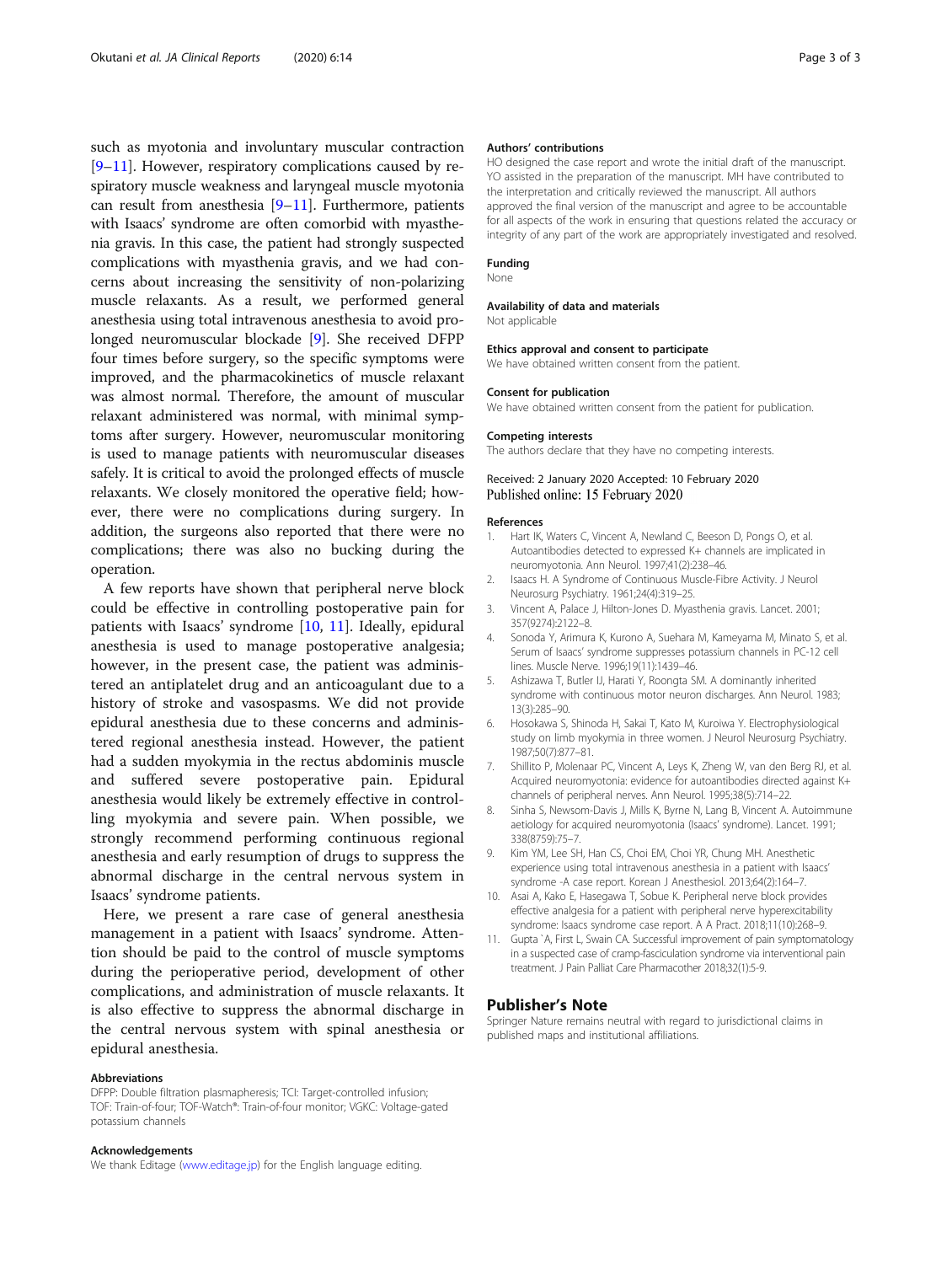such as myotonia and involuntary muscular contraction [9–11]. However, respiratory complications caused by respiratory muscle weakness and laryngeal muscle myotonia can result from anesthesia [9–11]. Furthermore, patients with Isaacs' syndrome are often comorbid with myasthenia gravis. In this case, the patient had strongly suspected complications with myasthenia gravis, and we had concerns about increasing the sensitivity of non-polarizing muscle relaxants. As a result, we performed general anesthesia using total intravenous anesthesia to avoid prolonged neuromuscular blockade [9]. She received DFPP four times before surgery, so the specific symptoms were improved, and the pharmacokinetics of muscle relaxant was almost normal. Therefore, the amount of muscular relaxant administered was normal, with minimal symptoms after surgery. However, neuromuscular monitoring is used to manage patients with neuromuscular diseases safely. It is critical to avoid the prolonged effects of muscle relaxants. We closely monitored the operative field; however, there were no complications during surgery. In addition, the surgeons also reported that there were no complications; there was also no bucking during the operation.

A few reports have shown that peripheral nerve block could be effective in controlling postoperative pain for patients with Isaacs' syndrome [10, 11]. Ideally, epidural anesthesia is used to manage postoperative analgesia; however, in the present case, the patient was administered an antiplatelet drug and an anticoagulant due to a history of stroke and vasospasms. We did not provide epidural anesthesia due to these concerns and administered regional anesthesia instead. However, the patient had a sudden myokymia in the rectus abdominis muscle and suffered severe postoperative pain. Epidural anesthesia would likely be extremely effective in controlling myokymia and severe pain. When possible, we strongly recommend performing continuous regional anesthesia and early resumption of drugs to suppress the abnormal discharge in the central nervous system in Isaacs' syndrome patients.

Here, we present a rare case of general anesthesia management in a patient with Isaacs' syndrome. Attention should be paid to the control of muscle symptoms during the perioperative period, development of other complications, and administration of muscle relaxants. It is also effective to suppress the abnormal discharge in the central nervous system with spinal anesthesia or epidural anesthesia.

#### Abbreviations
DFPP: Double filtration plasmapheresis; TCI: Target-controlled infusion; TOF: Train-of-four; TOF-Watch®: Train-of-four monitor; VGKC: Voltage-gated potassium channels

#### Acknowledgements
We thank Editage (www.editage.jp) for the English language editing.

#### Authors' contributions
HO designed the case report and wrote the initial draft of the manuscript. YO assisted in the preparation of the manuscript. MH have contributed to the interpretation and critically reviewed the manuscript. All authors approved the final version of the manuscript and agree to be accountable for all aspects of the work in ensuring that questions related the accuracy or integrity of any part of the work are appropriately investigated and resolved.

#### Funding
None

#### Availability of data and materials
Not applicable

#### Ethics approval and consent to participate
We have obtained written consent from the patient.

#### Consent for publication
We have obtained written consent from the patient for publication.

#### Competing interests
The authors declare that they have no competing interests.

Received: 2 January 2020 Accepted: 10 February 2020
Published online: 15 February 2020

#### References
1. Hart IK, Waters C, Vincent A, Newland C, Beeson D, Pongs O, et al. Autoantibodies detected to expressed K+ channels are implicated in neuromyotonia. Ann Neurol. 1997;41(2):238–46.
2. Isaacs H. A Syndrome of Continuous Muscle-Fibre Activity. J Neurol Neurosurg Psychiatry. 1961;24(4):319–25.
3. Vincent A, Palace J, Hilton-Jones D. Myasthenia gravis. Lancet. 2001; 357(9274):2122–8.
4. Sonoda Y, Arimura K, Kurono A, Suehara M, Kameyama M, Minato S, et al. Serum of Isaacs' syndrome suppresses potassium channels in PC-12 cell lines. Muscle Nerve. 1996;19(11):1439–46.
5. Ashizawa T, Butler IJ, Harati Y, Roongta SM. A dominantly inherited syndrome with continuous motor neuron discharges. Ann Neurol. 1983; 13(3):285–90.
6. Hosokawa S, Shinoda H, Sakai T, Kato M, Kuroiwa Y. Electrophysiological study on limb myokymia in three women. J Neurol Neurosurg Psychiatry. 1987;50(7):877–81.
7. Shillito P, Molenaar PC, Vincent A, Leys K, Zheng W, van den Berg RJ, et al. Acquired neuromyotonia: evidence for autoantibodies directed against K+ channels of peripheral nerves. Ann Neurol. 1995;38(5):714–22.
8. Sinha S, Newsom-Davis J, Mills K, Byrne N, Lang B, Vincent A. Autoimmune aetiology for acquired neuromyotonia (Isaacs' syndrome). Lancet. 1991; 338(8759):75–7.
9. Kim YM, Lee SH, Han CS, Choi EM, Choi YR, Chung MH. Anesthetic experience using total intravenous anesthesia in a patient with Isaacs' syndrome -A case report. Korean J Anesthesiol. 2013;64(2):164–7.
10. Asai A, Kako E, Hasegawa T, Sobue K. Peripheral nerve block provides effective analgesia for a patient with peripheral nerve hyperexcitability syndrome: Isaacs syndrome case report. A A Pract. 2018;11(10):268–9.
11. Gupta `A, First L, Swain CA. Successful improvement of pain symptomatology in a suspected case of cramp-fasciculation syndrome via interventional pain treatment. J Pain Palliat Care Pharmacother 2018;32(1):5-9.

## Publisher's Note
Springer Nature remains neutral with regard to jurisdictional claims in published maps and institutional affiliations.